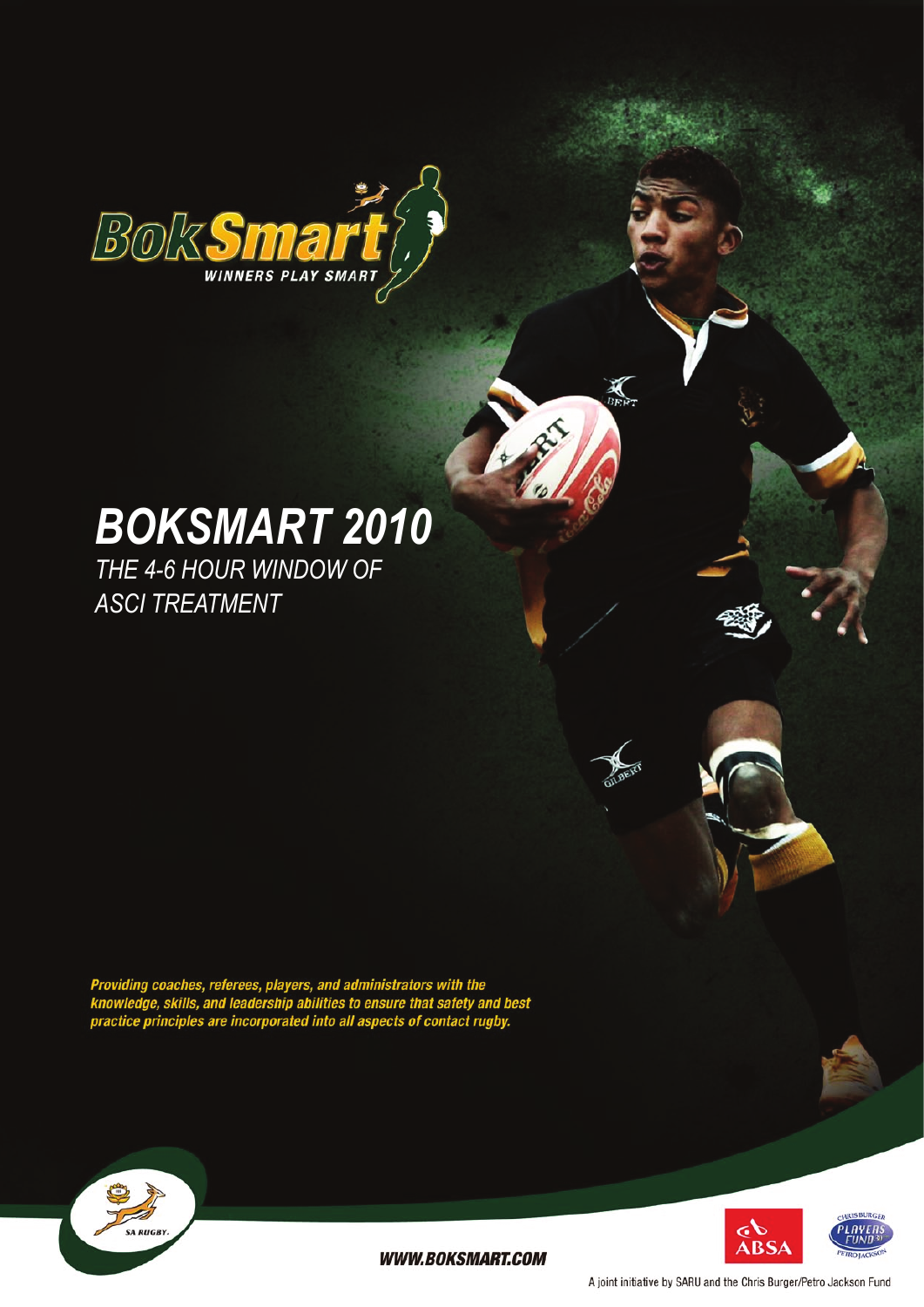BokSmart

WINNERS PLAY SMART

# BOKSMART 2010

## THE 4-6 HOUR WINDOW OF ASCI TREATMENT

***Providing coaches, referees, players, and administrators with the knowledge, skills, and leadership abilities to ensure that safety and best practice principles are incorporated into all aspects of contact rugby.***

SA RUGBY

**WWW.BOKSMART.COM**

ABSA

Chris Burger Players Fund Petro Jackson

A joint initiative by SARU and the Chris Burger/Petro Jackson Fund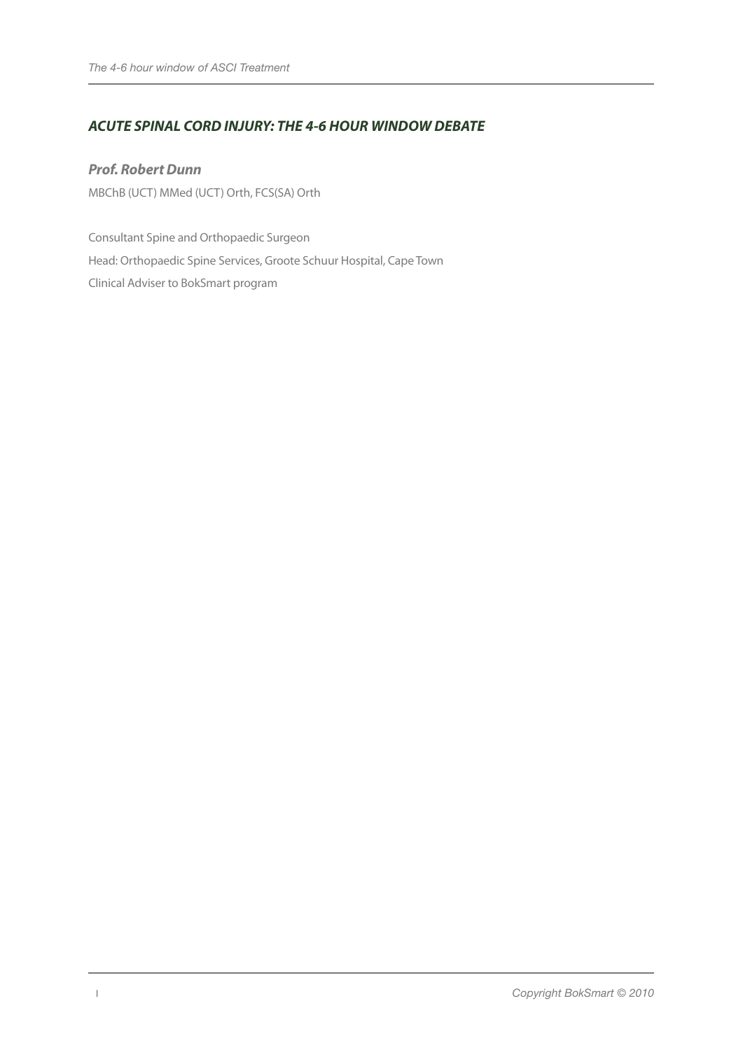## *ACUTE SPINAL CORD INJURY: THE 4-6 HOUR WINDOW DEBATE*

***Prof. Robert Dunn***

MBChB (UCT) MMed (UCT) Orth, FCS(SA) Orth

Consultant Spine and Orthopaedic Surgeon

Head: Orthopaedic Spine Services, Groote Schuur Hospital, Cape Town

Clinical Adviser to BokSmart program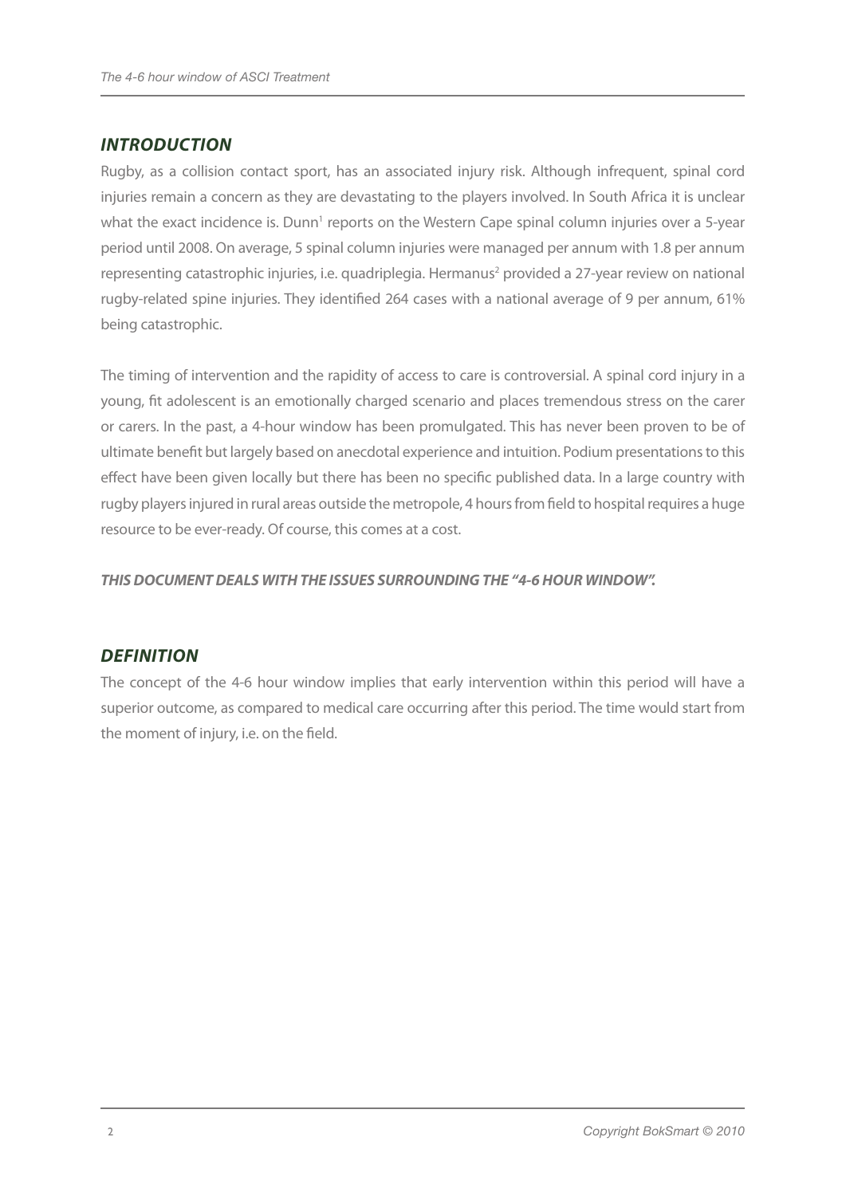## *INTRODUCTION*

Rugby, as a collision contact sport, has an associated injury risk. Although infrequent, spinal cord injuries remain a concern as they are devastating to the players involved. In South Africa it is unclear what the exact incidence is. Dunn[1] reports on the Western Cape spinal column injuries over a 5-year period until 2008. On average, 5 spinal column injuries were managed per annum with 1.8 per annum representing catastrophic injuries, i.e. quadriplegia. Hermanus[2] provided a 27-year review on national rugby-related spine injuries. They identified 264 cases with a national average of 9 per annum, 61% being catastrophic.

The timing of intervention and the rapidity of access to care is controversial. A spinal cord injury in a young, fit adolescent is an emotionally charged scenario and places tremendous stress on the carer or carers. In the past, a 4-hour window has been promulgated. This has never been proven to be of ultimate benefit but largely based on anecdotal experience and intuition. Podium presentations to this effect have been given locally but there has been no specific published data. In a large country with rugby players injured in rural areas outside the metropole, 4 hours from field to hospital requires a huge resource to be ever-ready. Of course, this comes at a cost.

***THIS DOCUMENT DEALS WITH THE ISSUES SURROUNDING THE "4-6 HOUR WINDOW".***

## *DEFINITION*

The concept of the 4-6 hour window implies that early intervention within this period will have a superior outcome, as compared to medical care occurring after this period. The time would start from the moment of injury, i.e. on the field.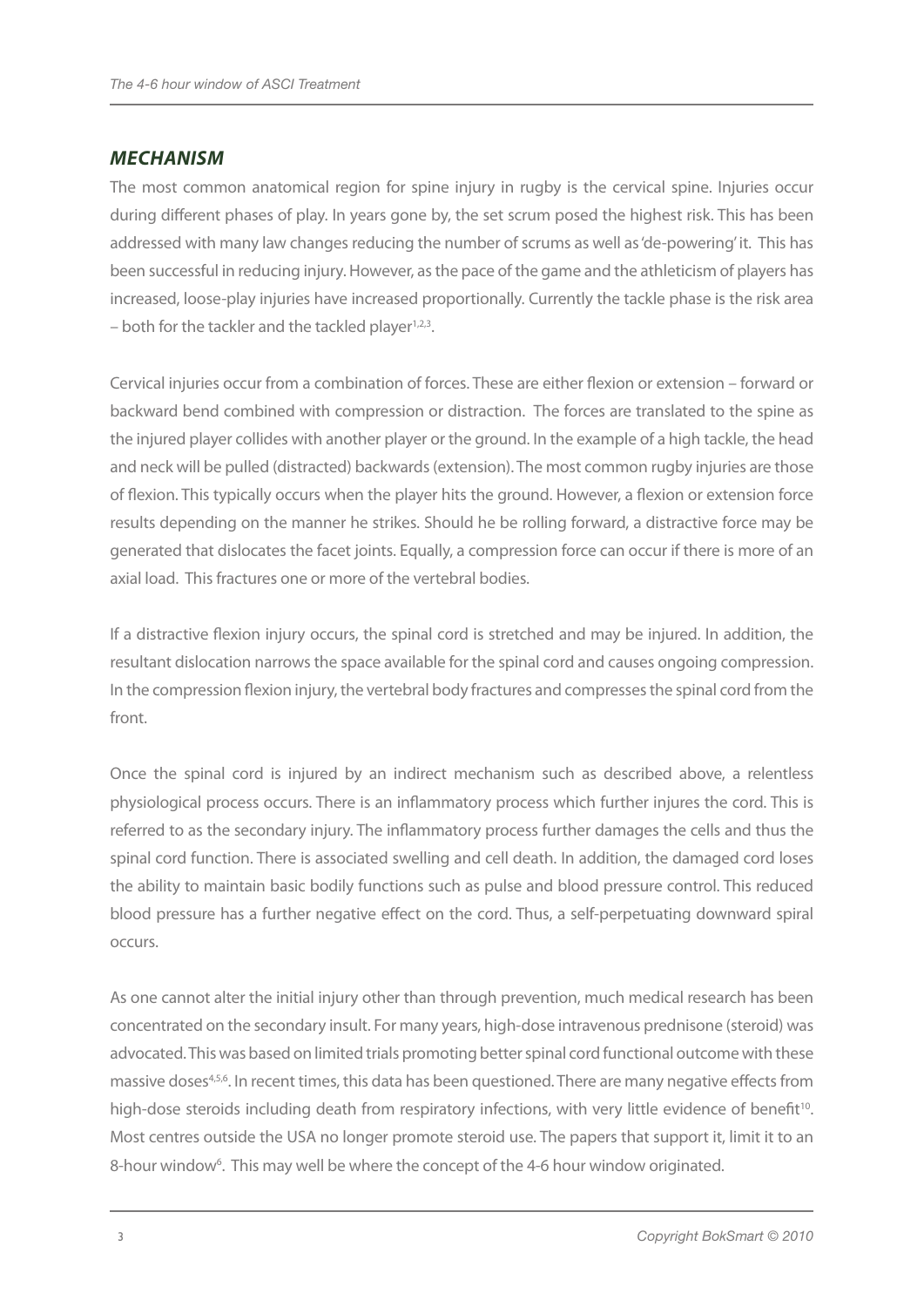## *MECHANISM*

The most common anatomical region for spine injury in rugby is the cervical spine. Injuries occur during different phases of play. In years gone by, the set scrum posed the highest risk. This has been addressed with many law changes reducing the number of scrums as well as 'de-powering' it. This has been successful in reducing injury. However, as the pace of the game and the athleticism of players has increased, loose-play injuries have increased proportionally. Currently the tackle phase is the risk area – both for the tackler and the tackled player[1,2,3].

Cervical injuries occur from a combination of forces. These are either flexion or extension – forward or backward bend combined with compression or distraction. The forces are translated to the spine as the injured player collides with another player or the ground. In the example of a high tackle, the head and neck will be pulled (distracted) backwards (extension). The most common rugby injuries are those of flexion. This typically occurs when the player hits the ground. However, a flexion or extension force results depending on the manner he strikes. Should he be rolling forward, a distractive force may be generated that dislocates the facet joints. Equally, a compression force can occur if there is more of an axial load. This fractures one or more of the vertebral bodies.

If a distractive flexion injury occurs, the spinal cord is stretched and may be injured. In addition, the resultant dislocation narrows the space available for the spinal cord and causes ongoing compression. In the compression flexion injury, the vertebral body fractures and compresses the spinal cord from the front.

Once the spinal cord is injured by an indirect mechanism such as described above, a relentless physiological process occurs. There is an inflammatory process which further injures the cord. This is referred to as the secondary injury. The inflammatory process further damages the cells and thus the spinal cord function. There is associated swelling and cell death. In addition, the damaged cord loses the ability to maintain basic bodily functions such as pulse and blood pressure control. This reduced blood pressure has a further negative effect on the cord. Thus, a self-perpetuating downward spiral occurs.

As one cannot alter the initial injury other than through prevention, much medical research has been concentrated on the secondary insult. For many years, high-dose intravenous prednisone (steroid) was advocated. This was based on limited trials promoting better spinal cord functional outcome with these massive doses[4,5,6]. In recent times, this data has been questioned. There are many negative effects from high-dose steroids including death from respiratory infections, with very little evidence of benefit[10]. Most centres outside the USA no longer promote steroid use. The papers that support it, limit it to an 8-hour window[6]. This may well be where the concept of the 4-6 hour window originated.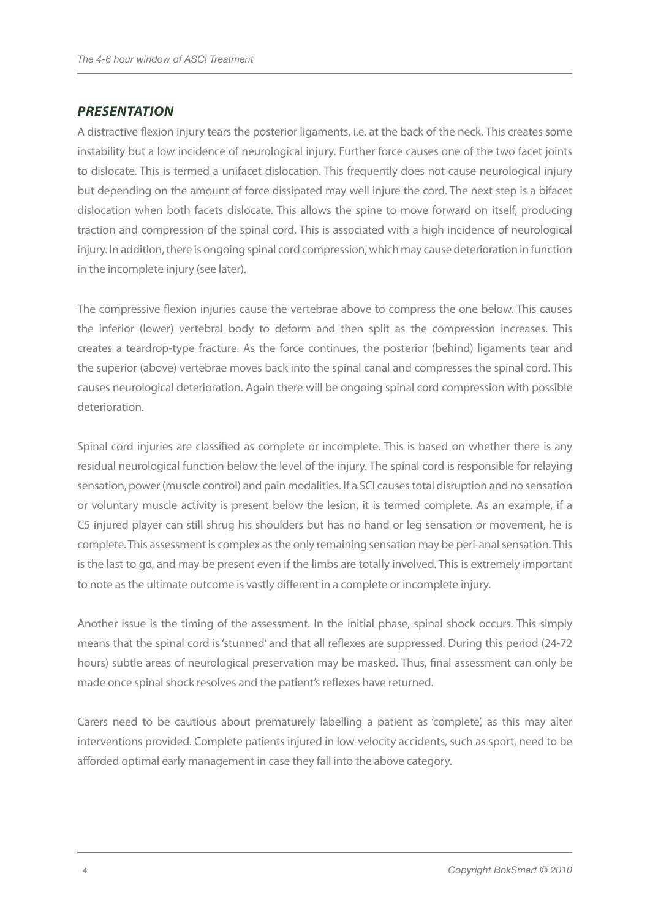## *PRESENTATION*

A distractive flexion injury tears the posterior ligaments, i.e. at the back of the neck. This creates some instability but a low incidence of neurological injury. Further force causes one of the two facet joints to dislocate. This is termed a unifacet dislocation. This frequently does not cause neurological injury but depending on the amount of force dissipated may well injure the cord. The next step is a bifacet dislocation when both facets dislocate. This allows the spine to move forward on itself, producing traction and compression of the spinal cord. This is associated with a high incidence of neurological injury. In addition, there is ongoing spinal cord compression, which may cause deterioration in function in the incomplete injury (see later).

The compressive flexion injuries cause the vertebrae above to compress the one below. This causes the inferior (lower) vertebral body to deform and then split as the compression increases. This creates a teardrop-type fracture. As the force continues, the posterior (behind) ligaments tear and the superior (above) vertebrae moves back into the spinal canal and compresses the spinal cord. This causes neurological deterioration. Again there will be ongoing spinal cord compression with possible deterioration.

Spinal cord injuries are classified as complete or incomplete. This is based on whether there is any residual neurological function below the level of the injury. The spinal cord is responsible for relaying sensation, power (muscle control) and pain modalities. If a SCI causes total disruption and no sensation or voluntary muscle activity is present below the lesion, it is termed complete. As an example, if a C5 injured player can still shrug his shoulders but has no hand or leg sensation or movement, he is complete. This assessment is complex as the only remaining sensation may be peri-anal sensation. This is the last to go, and may be present even if the limbs are totally involved. This is extremely important to note as the ultimate outcome is vastly different in a complete or incomplete injury.

Another issue is the timing of the assessment. In the initial phase, spinal shock occurs. This simply means that the spinal cord is 'stunned' and that all reflexes are suppressed. During this period (24-72 hours) subtle areas of neurological preservation may be masked. Thus, final assessment can only be made once spinal shock resolves and the patient's reflexes have returned.

Carers need to be cautious about prematurely labelling a patient as 'complete', as this may alter interventions provided. Complete patients injured in low-velocity accidents, such as sport, need to be afforded optimal early management in case they fall into the above category.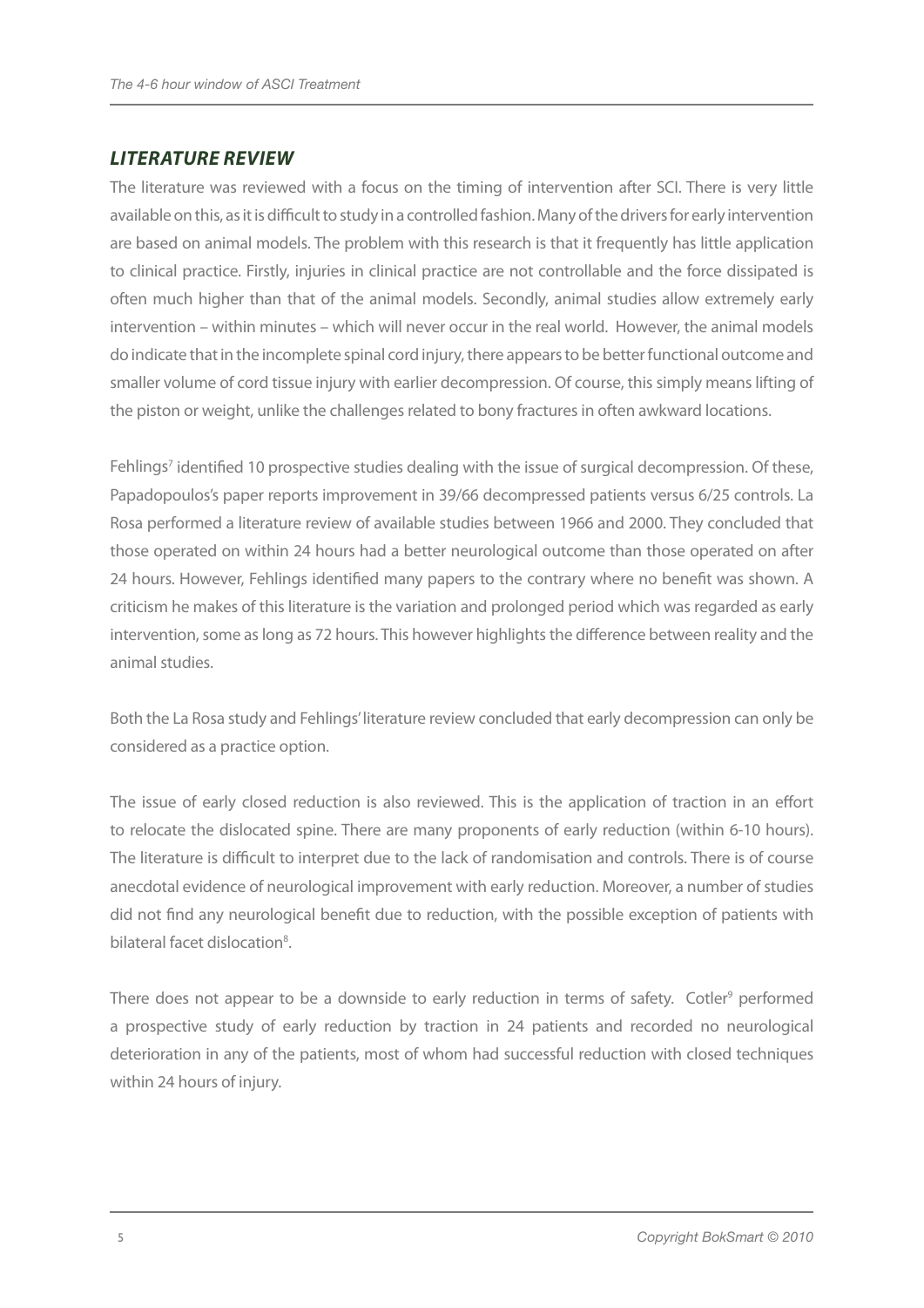## *LITERATURE REVIEW*

The literature was reviewed with a focus on the timing of intervention after SCI. There is very little available on this, as it is difficult to study in a controlled fashion. Many of the drivers for early intervention are based on animal models. The problem with this research is that it frequently has little application to clinical practice. Firstly, injuries in clinical practice are not controllable and the force dissipated is often much higher than that of the animal models. Secondly, animal studies allow extremely early intervention – within minutes – which will never occur in the real world. However, the animal models do indicate that in the incomplete spinal cord injury, there appears to be better functional outcome and smaller volume of cord tissue injury with earlier decompression. Of course, this simply means lifting of the piston or weight, unlike the challenges related to bony fractures in often awkward locations.

Fehlings[7] identified 10 prospective studies dealing with the issue of surgical decompression. Of these, Papadopoulos's paper reports improvement in 39/66 decompressed patients versus 6/25 controls. La Rosa performed a literature review of available studies between 1966 and 2000. They concluded that those operated on within 24 hours had a better neurological outcome than those operated on after 24 hours. However, Fehlings identified many papers to the contrary where no benefit was shown. A criticism he makes of this literature is the variation and prolonged period which was regarded as early intervention, some as long as 72 hours. This however highlights the difference between reality and the animal studies.

Both the La Rosa study and Fehlings' literature review concluded that early decompression can only be considered as a practice option.

The issue of early closed reduction is also reviewed. This is the application of traction in an effort to relocate the dislocated spine. There are many proponents of early reduction (within 6-10 hours). The literature is difficult to interpret due to the lack of randomisation and controls. There is of course anecdotal evidence of neurological improvement with early reduction. Moreover, a number of studies did not find any neurological benefit due to reduction, with the possible exception of patients with bilateral facet dislocation[8].

There does not appear to be a downside to early reduction in terms of safety. Cotler[9] performed a prospective study of early reduction by traction in 24 patients and recorded no neurological deterioration in any of the patients, most of whom had successful reduction with closed techniques within 24 hours of injury.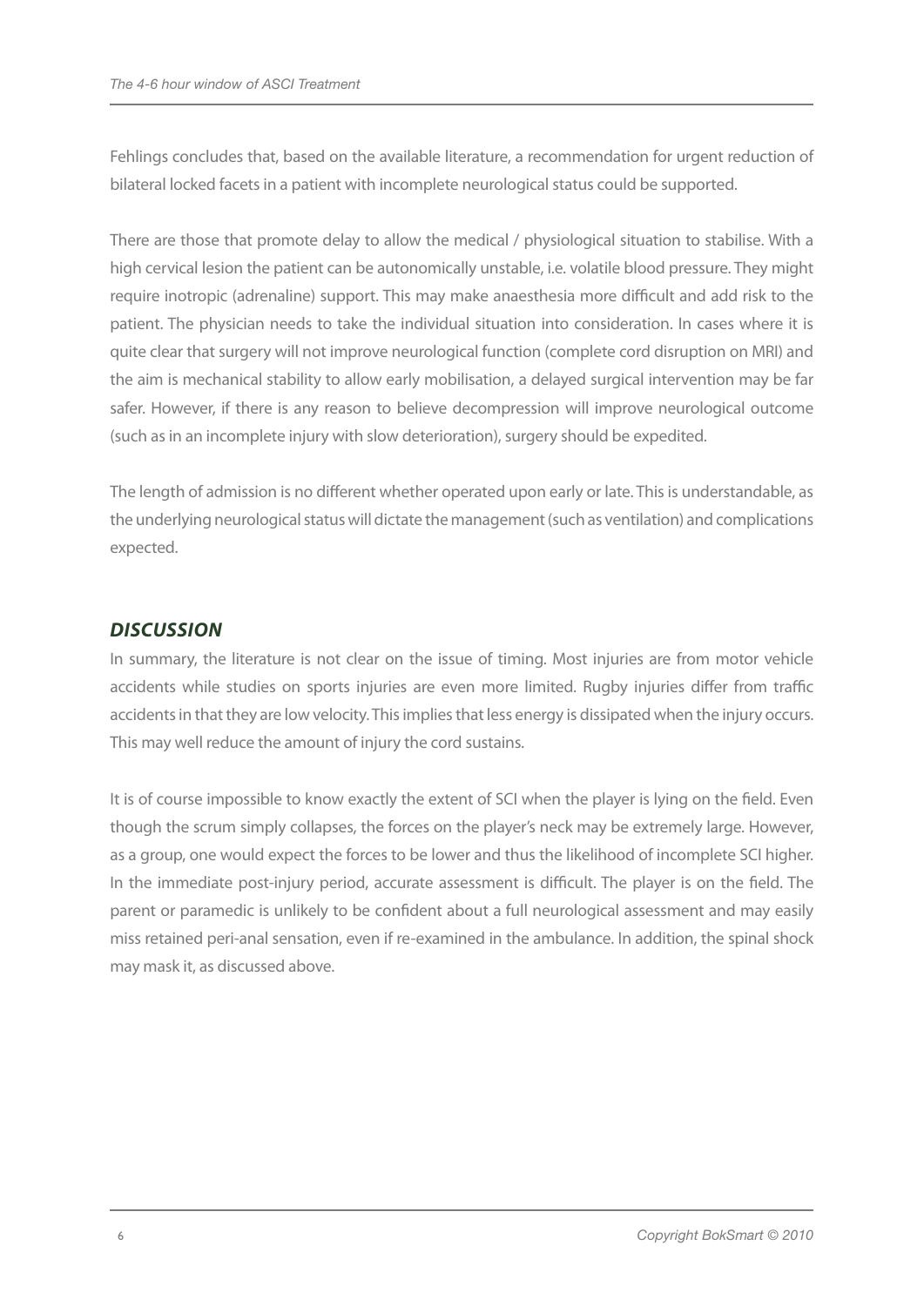Fehlings concludes that, based on the available literature, a recommendation for urgent reduction of bilateral locked facets in a patient with incomplete neurological status could be supported.

There are those that promote delay to allow the medical / physiological situation to stabilise. With a high cervical lesion the patient can be autonomically unstable, i.e. volatile blood pressure. They might require inotropic (adrenaline) support. This may make anaesthesia more difficult and add risk to the patient. The physician needs to take the individual situation into consideration. In cases where it is quite clear that surgery will not improve neurological function (complete cord disruption on MRI) and the aim is mechanical stability to allow early mobilisation, a delayed surgical intervention may be far safer. However, if there is any reason to believe decompression will improve neurological outcome (such as in an incomplete injury with slow deterioration), surgery should be expedited.

The length of admission is no different whether operated upon early or late. This is understandable, as the underlying neurological status will dictate the management (such as ventilation) and complications expected.

## *DISCUSSION*

In summary, the literature is not clear on the issue of timing. Most injuries are from motor vehicle accidents while studies on sports injuries are even more limited. Rugby injuries differ from traffic accidents in that they are low velocity. This implies that less energy is dissipated when the injury occurs. This may well reduce the amount of injury the cord sustains.

It is of course impossible to know exactly the extent of SCI when the player is lying on the field. Even though the scrum simply collapses, the forces on the player's neck may be extremely large. However, as a group, one would expect the forces to be lower and thus the likelihood of incomplete SCI higher. In the immediate post-injury period, accurate assessment is difficult. The player is on the field. The parent or paramedic is unlikely to be confident about a full neurological assessment and may easily miss retained peri-anal sensation, even if re-examined in the ambulance. In addition, the spinal shock may mask it, as discussed above.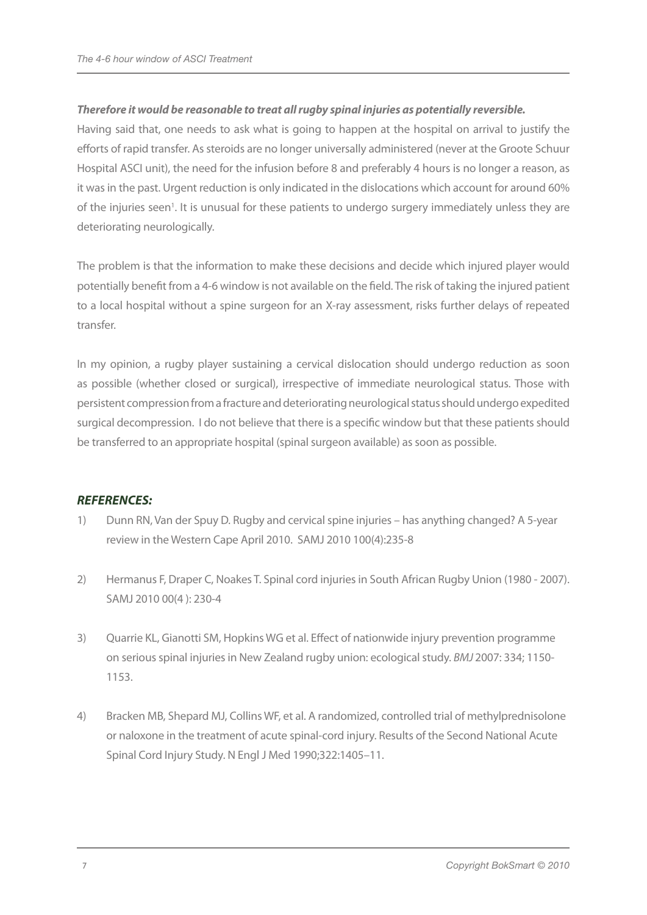***Therefore it would be reasonable to treat all rugby spinal injuries as potentially reversible.***

Having said that, one needs to ask what is going to happen at the hospital on arrival to justify the efforts of rapid transfer. As steroids are no longer universally administered (never at the Groote Schuur Hospital ASCI unit), the need for the infusion before 8 and preferably 4 hours is no longer a reason, as it was in the past. Urgent reduction is only indicated in the dislocations which account for around 60% of the injuries seen[1]. It is unusual for these patients to undergo surgery immediately unless they are deteriorating neurologically.

The problem is that the information to make these decisions and decide which injured player would potentially benefit from a 4-6 window is not available on the field. The risk of taking the injured patient to a local hospital without a spine surgeon for an X-ray assessment, risks further delays of repeated transfer.

In my opinion, a rugby player sustaining a cervical dislocation should undergo reduction as soon as possible (whether closed or surgical), irrespective of immediate neurological status. Those with persistent compression from a fracture and deteriorating neurological status should undergo expedited surgical decompression. I do not believe that there is a specific window but that these patients should be transferred to an appropriate hospital (spinal surgeon available) as soon as possible.

## *REFERENCES:*

1) Dunn RN, Van der Spuy D. Rugby and cervical spine injuries – has anything changed? A 5-year review in the Western Cape April 2010. SAMJ 2010 100(4):235-8

2) Hermanus F, Draper C, Noakes T. Spinal cord injuries in South African Rugby Union (1980 - 2007). SAMJ 2010 00(4 ): 230-4

3) Quarrie KL, Gianotti SM, Hopkins WG et al. Effect of nationwide injury prevention programme on serious spinal injuries in New Zealand rugby union: ecological study. *BMJ* 2007: 334; 1150-1153.

4) Bracken MB, Shepard MJ, Collins WF, et al. A randomized, controlled trial of methylprednisolone or naloxone in the treatment of acute spinal-cord injury. Results of the Second National Acute Spinal Cord Injury Study. N Engl J Med 1990;322:1405–11.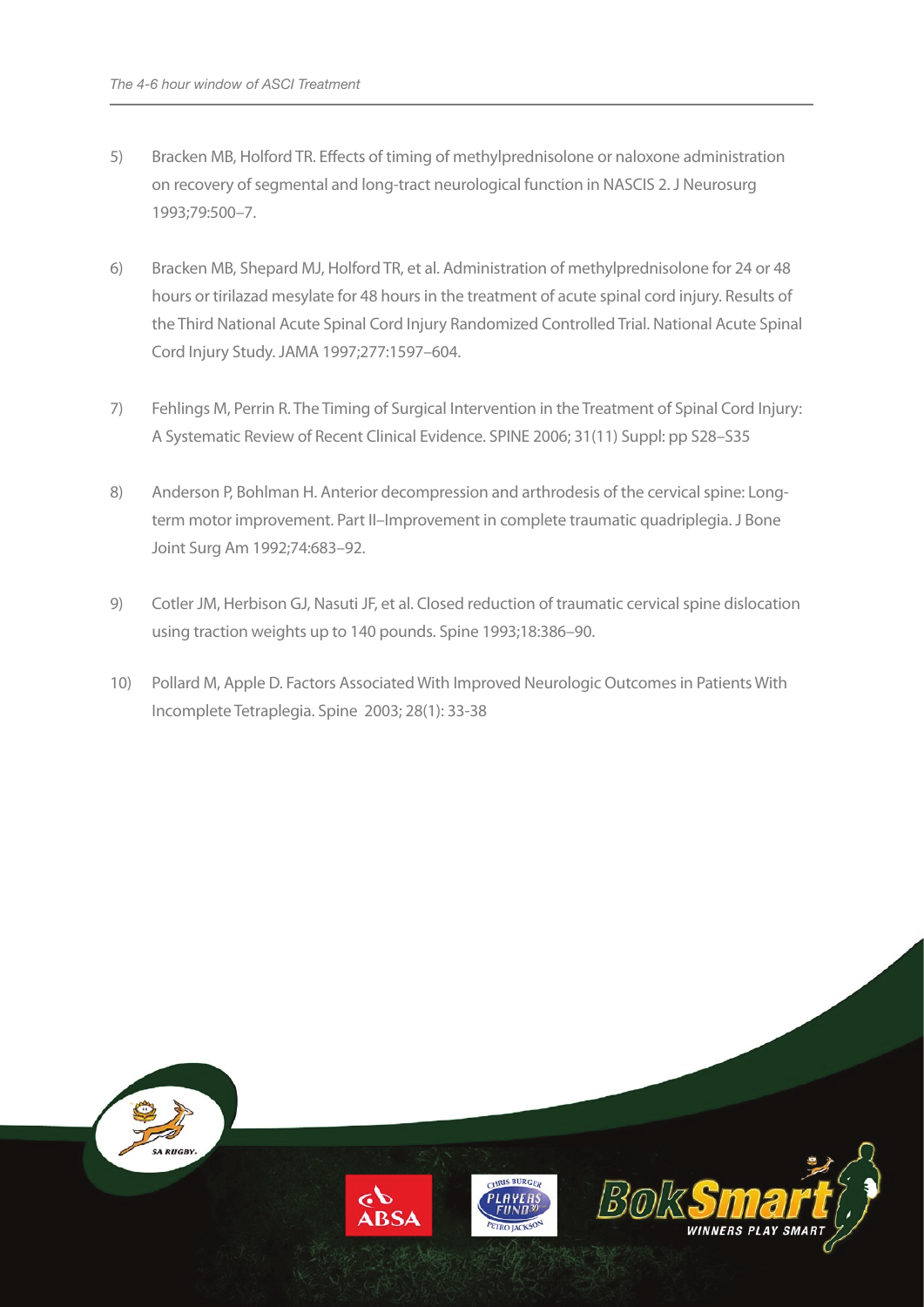5) Bracken MB, Holford TR. Effects of timing of methylprednisolone or naloxone administration on recovery of segmental and long-tract neurological function in NASCIS 2. J Neurosurg 1993;79:500–7.

6) Bracken MB, Shepard MJ, Holford TR, et al. Administration of methylprednisolone for 24 or 48 hours or tirilazad mesylate for 48 hours in the treatment of acute spinal cord injury. Results of the Third National Acute Spinal Cord Injury Randomized Controlled Trial. National Acute Spinal Cord Injury Study. JAMA 1997;277:1597–604.

7) Fehlings M, Perrin R. The Timing of Surgical Intervention in the Treatment of Spinal Cord Injury: A Systematic Review of Recent Clinical Evidence. SPINE 2006; 31(11) Suppl: pp S28–S35

8) Anderson P, Bohlman H. Anterior decompression and arthrodesis of the cervical spine: Long-term motor improvement. Part II–Improvement in complete traumatic quadriplegia. J Bone Joint Surg Am 1992;74:683–92.

9) Cotler JM, Herbison GJ, Nasuti JF, et al. Closed reduction of traumatic cervical spine dislocation using traction weights up to 140 pounds. Spine 1993;18:386–90.

10) Pollard M, Apple D. Factors Associated With Improved Neurologic Outcomes in Patients With Incomplete Tetraplegia. Spine 2003; 28(1): 33-38